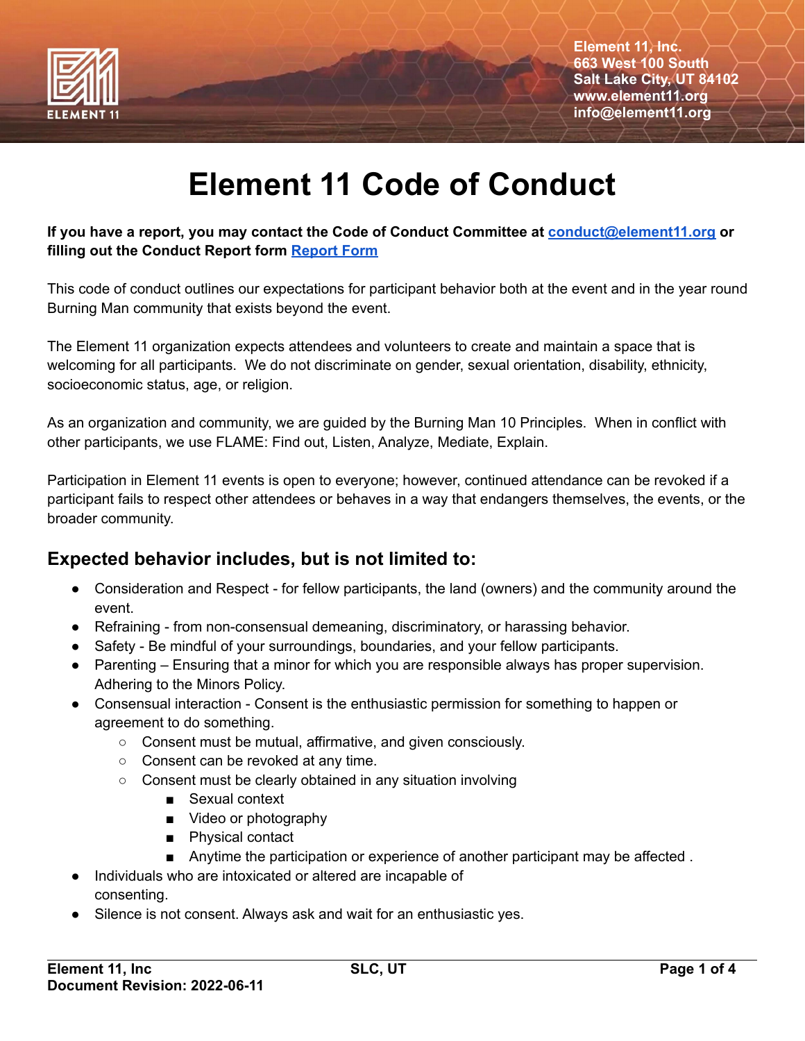Element 11, Inc.
663 West 100 South
Salt Lake City, UT 84102
www.element11.org
info@element11.org

# Element 11 Code of Conduct

**If you have a report, you may contact the Code of Conduct Committee at [conduct@element11.org](mailto:conduct@element11.org) or filling out the Conduct Report form [Report Form]()**

This code of conduct outlines our expectations for participant behavior both at the event and in the year round Burning Man community that exists beyond the event.

The Element 11 organization expects attendees and volunteers to create and maintain a space that is welcoming for all participants. We do not discriminate on gender, sexual orientation, disability, ethnicity, socioeconomic status, age, or religion.

As an organization and community, we are guided by the Burning Man 10 Principles. When in conflict with other participants, we use FLAME: Find out, Listen, Analyze, Mediate, Explain.

Participation in Element 11 events is open to everyone; however, continued attendance can be revoked if a participant fails to respect other attendees or behaves in a way that endangers themselves, the events, or the broader community.

## Expected behavior includes, but is not limited to:

- Consideration and Respect - for fellow participants, the land (owners) and the community around the event.
- Refraining - from non-consensual demeaning, discriminatory, or harassing behavior.
- Safety - Be mindful of your surroundings, boundaries, and your fellow participants.
- Parenting – Ensuring that a minor for which you are responsible always has proper supervision. Adhering to the Minors Policy.
- Consensual interaction - Consent is the enthusiastic permission for something to happen or agreement to do something.
  - Consent must be mutual, affirmative, and given consciously.
  - Consent can be revoked at any time.
  - Consent must be clearly obtained in any situation involving
    - Sexual context
    - Video or photography
    - Physical contact
    - Anytime the participation or experience of another participant may be affected .
- Individuals who are intoxicated or altered are incapable of consenting.
- Silence is not consent. Always ask and wait for an enthusiastic yes.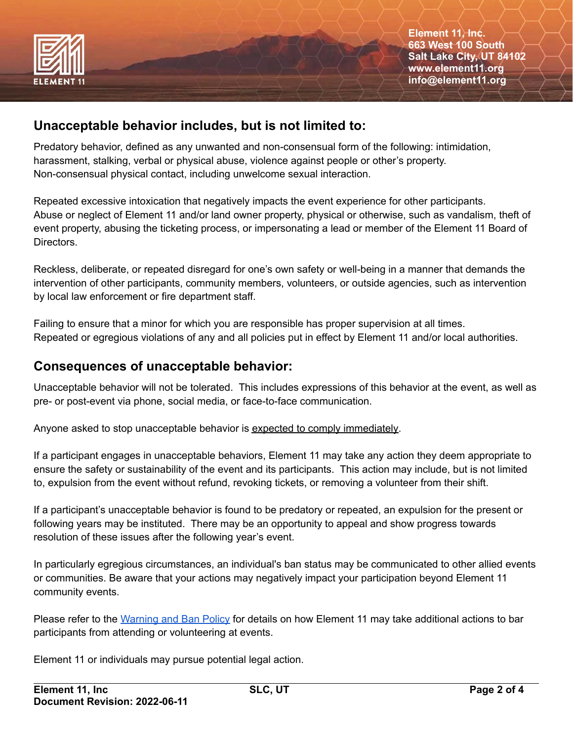## Unacceptable behavior includes, but is not limited to:

Predatory behavior, defined as any unwanted and non-consensual form of the following: intimidation, harassment, stalking, verbal or physical abuse, violence against people or other's property.
Non-consensual physical contact, including unwelcome sexual interaction.

Repeated excessive intoxication that negatively impacts the event experience for other participants.
Abuse or neglect of Element 11 and/or land owner property, physical or otherwise, such as vandalism, theft of event property, abusing the ticketing process, or impersonating a lead or member of the Element 11 Board of Directors.

Reckless, deliberate, or repeated disregard for one's own safety or well-being in a manner that demands the intervention of other participants, community members, volunteers, or outside agencies, such as intervention by local law enforcement or fire department staff.

Failing to ensure that a minor for which you are responsible has proper supervision at all times.
Repeated or egregious violations of any and all policies put in effect by Element 11 and/or local authorities.

## Consequences of unacceptable behavior:

Unacceptable behavior will not be tolerated. This includes expressions of this behavior at the event, as well as pre- or post-event via phone, social media, or face-to-face communication.

Anyone asked to stop unacceptable behavior is expected to comply immediately.

If a participant engages in unacceptable behaviors, Element 11 may take any action they deem appropriate to ensure the safety or sustainability of the event and its participants. This action may include, but is not limited to, expulsion from the event without refund, revoking tickets, or removing a volunteer from their shift.

If a participant's unacceptable behavior is found to be predatory or repeated, an expulsion for the present or following years may be instituted. There may be an opportunity to appeal and show progress towards resolution of these issues after the following year's event.

In particularly egregious circumstances, an individual's ban status may be communicated to other allied events or communities. Be aware that your actions may negatively impact your participation beyond Element 11 community events.

Please refer to the Warning and Ban Policy for details on how Element 11 may take additional actions to bar participants from attending or volunteering at events.

Element 11 or individuals may pursue potential legal action.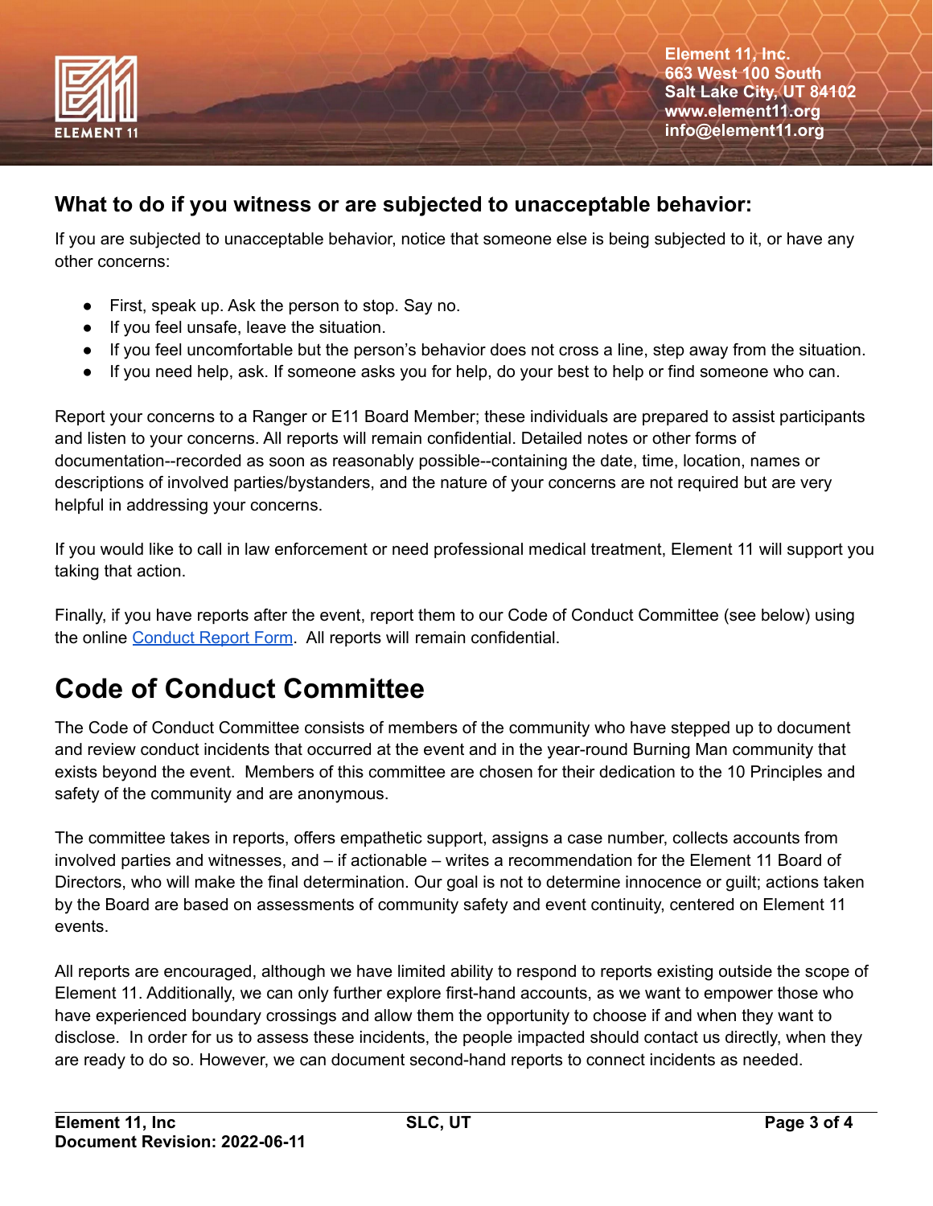### What to do if you witness or are subjected to unacceptable behavior:

If you are subjected to unacceptable behavior, notice that someone else is being subjected to it, or have any other concerns:

- First, speak up. Ask the person to stop. Say no.
- If you feel unsafe, leave the situation.
- If you feel uncomfortable but the person's behavior does not cross a line, step away from the situation.
- If you need help, ask. If someone asks you for help, do your best to help or find someone who can.

Report your concerns to a Ranger or E11 Board Member; these individuals are prepared to assist participants and listen to your concerns. All reports will remain confidential. Detailed notes or other forms of documentation--recorded as soon as reasonably possible--containing the date, time, location, names or descriptions of involved parties/bystanders, and the nature of your concerns are not required but are very helpful in addressing your concerns.

If you would like to call in law enforcement or need professional medical treatment, Element 11 will support you taking that action.

Finally, if you have reports after the event, report them to our Code of Conduct Committee (see below) using the online Conduct Report Form. All reports will remain confidential.

# Code of Conduct Committee

The Code of Conduct Committee consists of members of the community who have stepped up to document and review conduct incidents that occurred at the event and in the year-round Burning Man community that exists beyond the event. Members of this committee are chosen for their dedication to the 10 Principles and safety of the community and are anonymous.

The committee takes in reports, offers empathetic support, assigns a case number, collects accounts from involved parties and witnesses, and – if actionable – writes a recommendation for the Element 11 Board of Directors, who will make the final determination. Our goal is not to determine innocence or guilt; actions taken by the Board are based on assessments of community safety and event continuity, centered on Element 11 events.

All reports are encouraged, although we have limited ability to respond to reports existing outside the scope of Element 11. Additionally, we can only further explore first-hand accounts, as we want to empower those who have experienced boundary crossings and allow them the opportunity to choose if and when they want to disclose. In order for us to assess these incidents, the people impacted should contact us directly, when they are ready to do so. However, we can document second-hand reports to connect incidents as needed.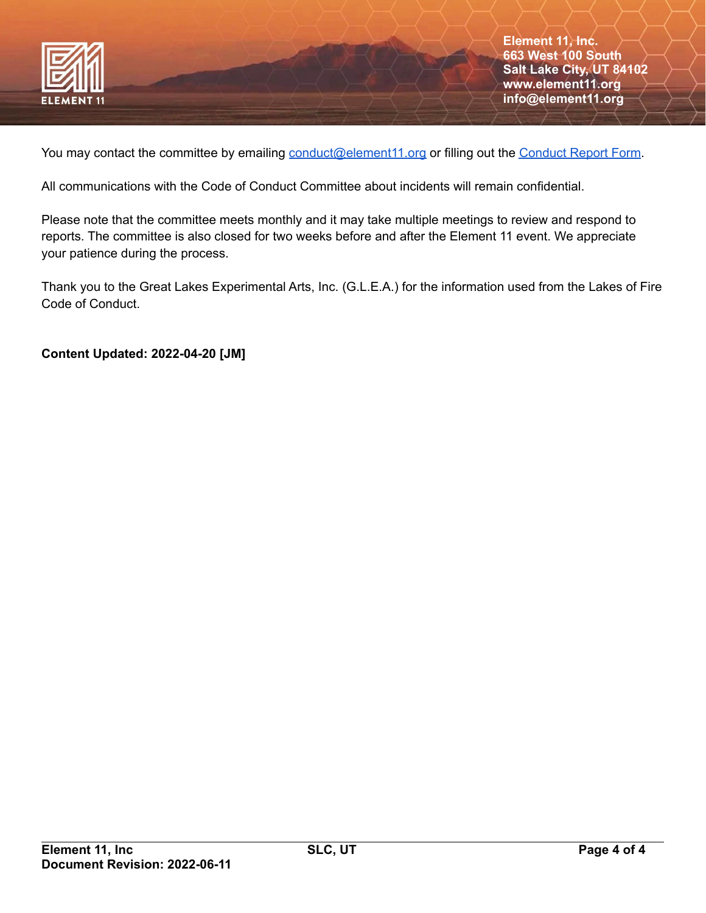You may contact the committee by emailing [conduct@element11.org](mailto:conduct@element11.org) or filling out the [Conduct Report Form](#).

All communications with the Code of Conduct Committee about incidents will remain confidential.

Please note that the committee meets monthly and it may take multiple meetings to review and respond to reports. The committee is also closed for two weeks before and after the Element 11 event. We appreciate your patience during the process.

Thank you to the Great Lakes Experimental Arts, Inc. (G.L.E.A.) for the information used from the Lakes of Fire Code of Conduct.

**Content Updated: 2022-04-20 [JM]**